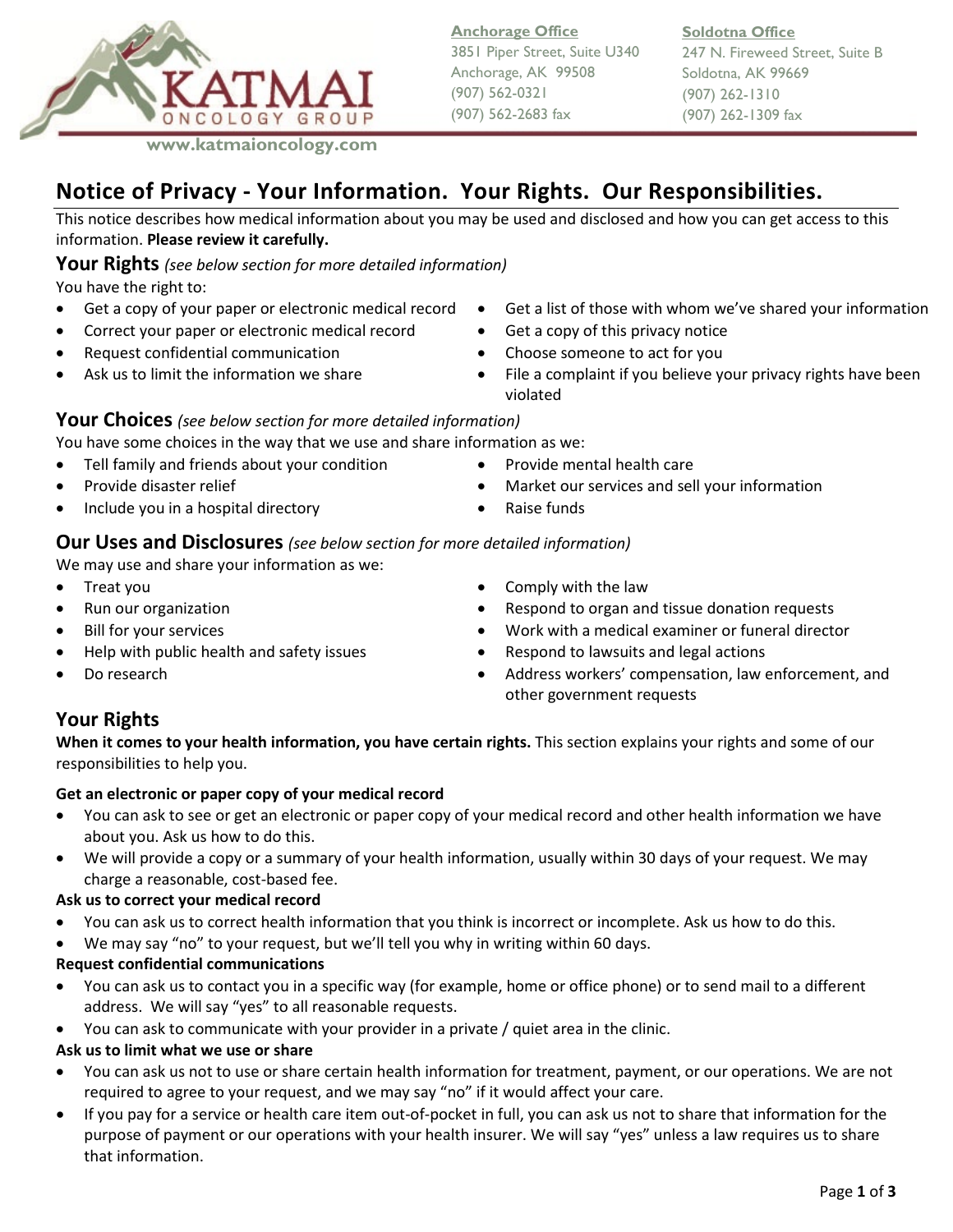KATMAI ONCOLOGY GROUP

www.katmaioncology.com

**Anchorage Office**
3851 Piper Street, Suite U340
Anchorage, AK 99508
(907) 562-0321
(907) 562-2683 fax

**Soldotna Office**
247 N. Fireweed Street, Suite B
Soldotna, AK 99669
(907) 262-1310
(907) 262-1309 fax

# Notice of Privacy - Your Information. Your Rights. Our Responsibilities.

This notice describes how medical information about you may be used and disclosed and how you can get access to this information. **Please review it carefully.**

## Your Rights *(see below section for more detailed information)*

You have the right to:

- Get a copy of your paper or electronic medical record
- Correct your paper or electronic medical record
- Request confidential communication
- Ask us to limit the information we share
- Get a list of those with whom we've shared your information
- Get a copy of this privacy notice
- Choose someone to act for you
- File a complaint if you believe your privacy rights have been violated

## Your Choices *(see below section for more detailed information)*

You have some choices in the way that we use and share information as we:

- Tell family and friends about your condition
- Provide disaster relief
- Include you in a hospital directory
- Provide mental health care
- Market our services and sell your information
- Raise funds

## Our Uses and Disclosures *(see below section for more detailed information)*

We may use and share your information as we:

- Treat you
- Run our organization
- Bill for your services
- Help with public health and safety issues
- Do research
- Comply with the law
- Respond to organ and tissue donation requests
- Work with a medical examiner or funeral director
- Respond to lawsuits and legal actions
- Address workers' compensation, law enforcement, and other government requests

## Your Rights

**When it comes to your health information, you have certain rights.** This section explains your rights and some of our responsibilities to help you.

### Get an electronic or paper copy of your medical record

- You can ask to see or get an electronic or paper copy of your medical record and other health information we have about you. Ask us how to do this.
- We will provide a copy or a summary of your health information, usually within 30 days of your request. We may charge a reasonable, cost-based fee.

### Ask us to correct your medical record

- You can ask us to correct health information that you think is incorrect or incomplete. Ask us how to do this.
- We may say "no" to your request, but we'll tell you why in writing within 60 days.

### Request confidential communications

- You can ask us to contact you in a specific way (for example, home or office phone) or to send mail to a different address. We will say "yes" to all reasonable requests.
- You can ask to communicate with your provider in a private / quiet area in the clinic.

### Ask us to limit what we use or share

- You can ask us not to use or share certain health information for treatment, payment, or our operations. We are not required to agree to your request, and we may say "no" if it would affect your care.
- If you pay for a service or health care item out-of-pocket in full, you can ask us not to share that information for the purpose of payment or our operations with your health insurer. We will say "yes" unless a law requires us to share that information.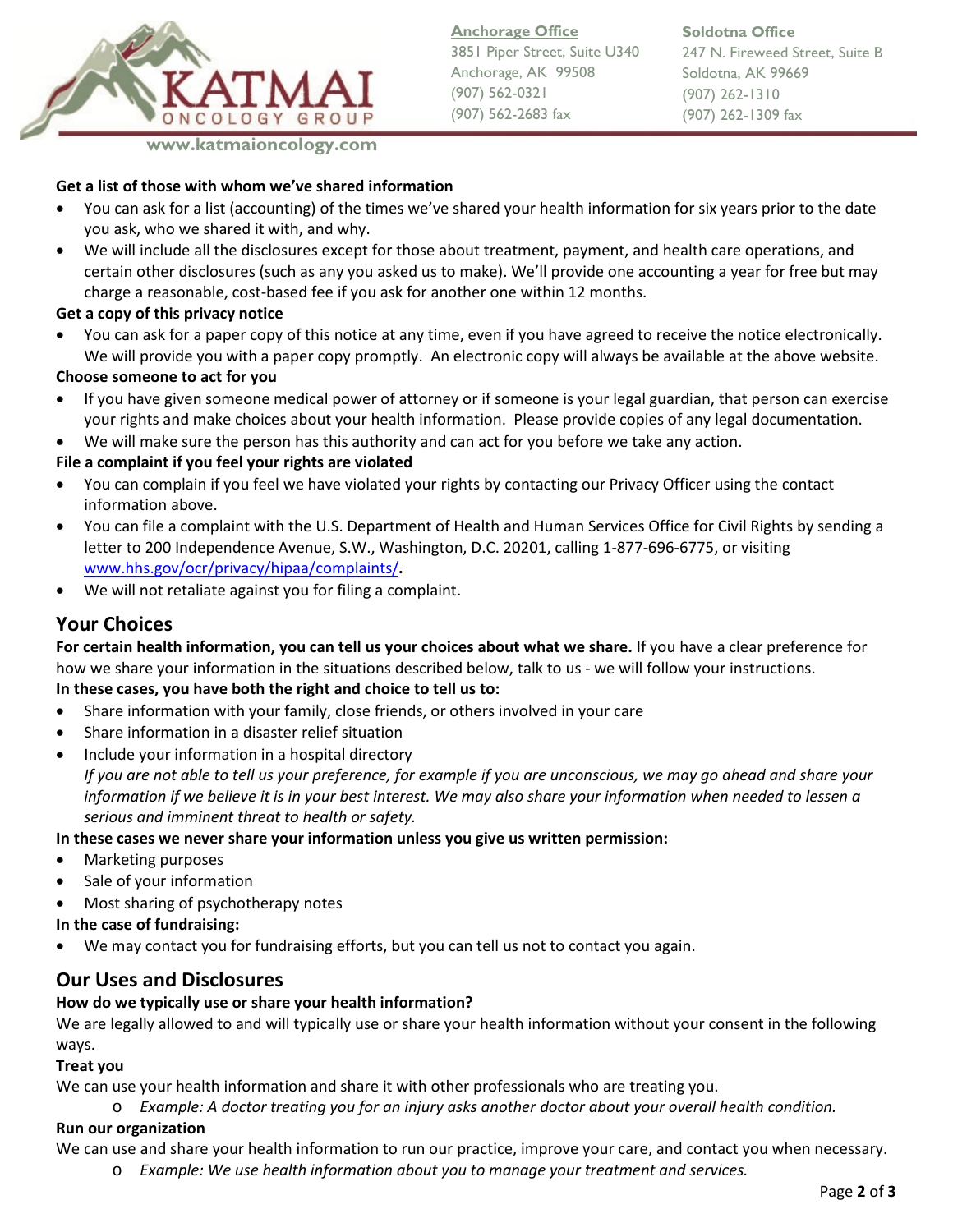**Get a list of those with whom we've shared information**

- You can ask for a list (accounting) of the times we've shared your health information for six years prior to the date you ask, who we shared it with, and why.
- We will include all the disclosures except for those about treatment, payment, and health care operations, and certain other disclosures (such as any you asked us to make). We'll provide one accounting a year for free but may charge a reasonable, cost-based fee if you ask for another one within 12 months.

**Get a copy of this privacy notice**

- You can ask for a paper copy of this notice at any time, even if you have agreed to receive the notice electronically. We will provide you with a paper copy promptly. An electronic copy will always be available at the above website.

**Choose someone to act for you**

- If you have given someone medical power of attorney or if someone is your legal guardian, that person can exercise your rights and make choices about your health information. Please provide copies of any legal documentation.
- We will make sure the person has this authority and can act for you before we take any action.

**File a complaint if you feel your rights are violated**

- You can complain if you feel we have violated your rights by contacting our Privacy Officer using the contact information above.
- You can file a complaint with the U.S. Department of Health and Human Services Office for Civil Rights by sending a letter to 200 Independence Avenue, S.W., Washington, D.C. 20201, calling 1-877-696-6775, or visiting www.hhs.gov/ocr/privacy/hipaa/complaints/**.**
- We will not retaliate against you for filing a complaint.

## Your Choices

**For certain health information, you can tell us your choices about what we share.** If you have a clear preference for how we share your information in the situations described below, talk to us - we will follow your instructions.

**In these cases, you have both the right and choice to tell us to:**

- Share information with your family, close friends, or others involved in your care
- Share information in a disaster relief situation
- Include your information in a hospital directory

  *If you are not able to tell us your preference, for example if you are unconscious, we may go ahead and share your information if we believe it is in your best interest. We may also share your information when needed to lessen a serious and imminent threat to health or safety.*

**In these cases we never share your information unless you give us written permission:**

- Marketing purposes
- Sale of your information
- Most sharing of psychotherapy notes

**In the case of fundraising:**

- We may contact you for fundraising efforts, but you can tell us not to contact you again.

## Our Uses and Disclosures

**How do we typically use or share your health information?**

We are legally allowed to and will typically use or share your health information without your consent in the following ways.

**Treat you**

We can use your health information and share it with other professionals who are treating you.

- *Example: A doctor treating you for an injury asks another doctor about your overall health condition.*

**Run our organization**

We can use and share your health information to run our practice, improve your care, and contact you when necessary.

- *Example: We use health information about you to manage your treatment and services.*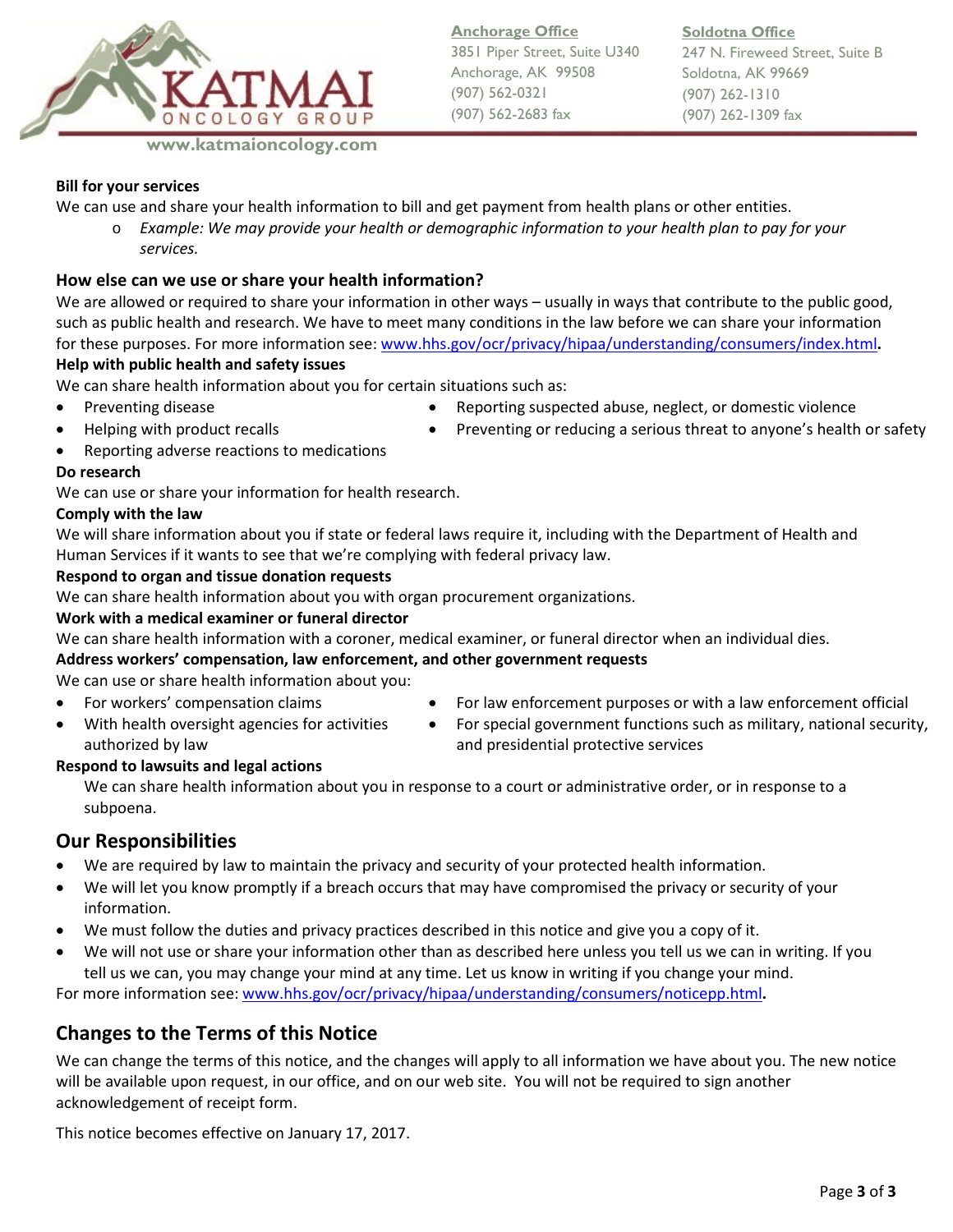**Bill for your services**

We can use and share your health information to bill and get payment from health plans or other entities.

- *Example: We may provide your health or demographic information to your health plan to pay for your services.*

## How else can we use or share your health information?

We are allowed or required to share your information in other ways – usually in ways that contribute to the public good, such as public health and research. We have to meet many conditions in the law before we can share your information for these purposes. For more information see: www.hhs.gov/ocr/privacy/hipaa/understanding/consumers/index.html**.**

**Help with public health and safety issues**

We can share health information about you for certain situations such as:

- Preventing disease
- Helping with product recalls
- Reporting adverse reactions to medications
- Reporting suspected abuse, neglect, or domestic violence
- Preventing or reducing a serious threat to anyone's health or safety

**Do research**

We can use or share your information for health research.

**Comply with the law**

We will share information about you if state or federal laws require it, including with the Department of Health and Human Services if it wants to see that we're complying with federal privacy law.

**Respond to organ and tissue donation requests**

We can share health information about you with organ procurement organizations.

**Work with a medical examiner or funeral director**

We can share health information with a coroner, medical examiner, or funeral director when an individual dies.

**Address workers' compensation, law enforcement, and other government requests**

We can use or share health information about you:

- For workers' compensation claims
- With health oversight agencies for activities authorized by law
- For law enforcement purposes or with a law enforcement official
- For special government functions such as military, national security, and presidential protective services

**Respond to lawsuits and legal actions**

We can share health information about you in response to a court or administrative order, or in response to a subpoena.

## Our Responsibilities

- We are required by law to maintain the privacy and security of your protected health information.
- We will let you know promptly if a breach occurs that may have compromised the privacy or security of your information.
- We must follow the duties and privacy practices described in this notice and give you a copy of it.
- We will not use or share your information other than as described here unless you tell us we can in writing. If you tell us we can, you may change your mind at any time. Let us know in writing if you change your mind.

For more information see: www.hhs.gov/ocr/privacy/hipaa/understanding/consumers/noticepp.html**.**

## Changes to the Terms of this Notice

We can change the terms of this notice, and the changes will apply to all information we have about you. The new notice will be available upon request, in our office, and on our web site. You will not be required to sign another acknowledgement of receipt form.

This notice becomes effective on January 17, 2017.